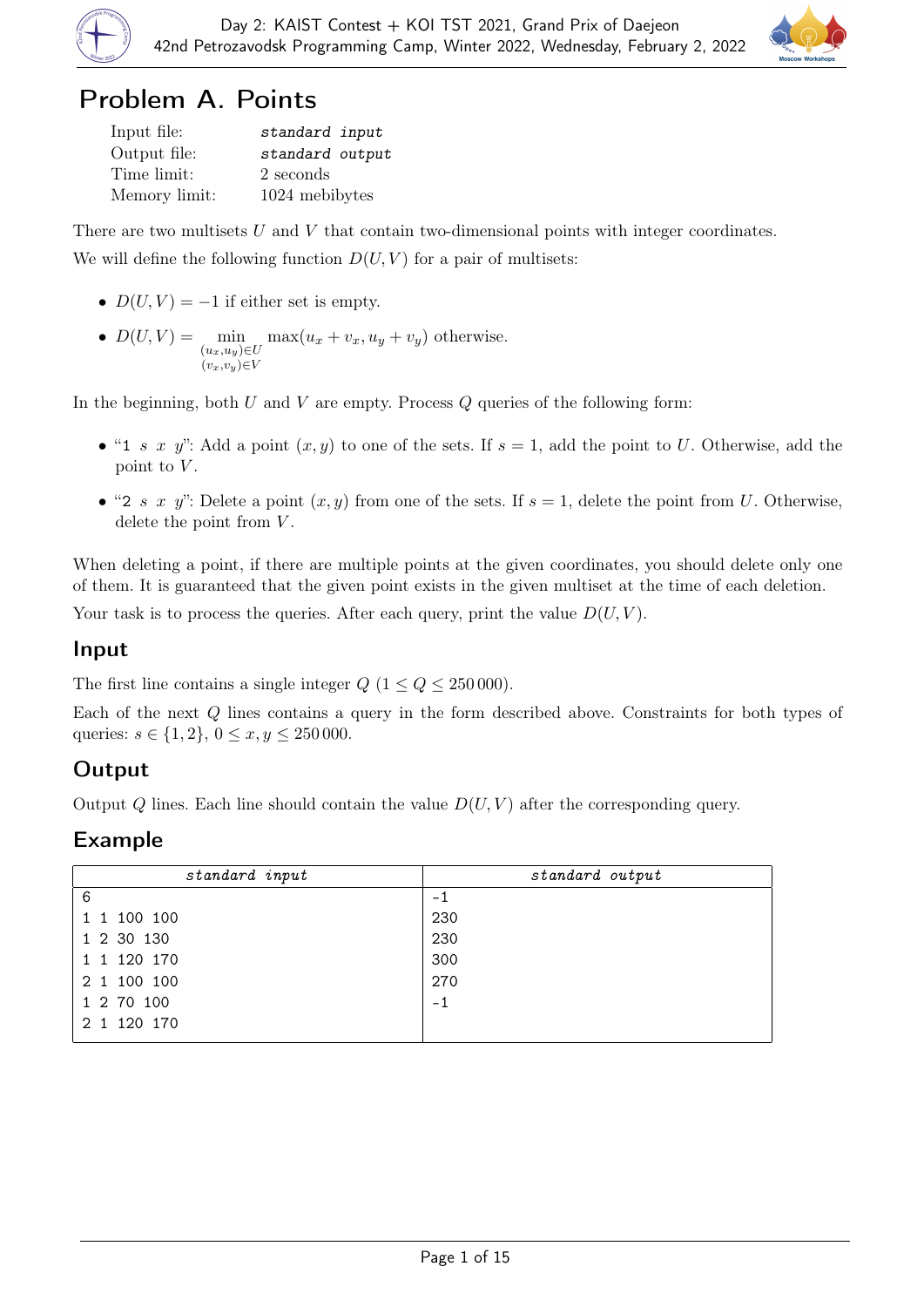# Problem A. Points

| | |
|---|---|
| Input file: | *standard input* |
| Output file: | *standard output* |
| Time limit: | 2 seconds |
| Memory limit: | 1024 mebibytes |

There are two multisets $U$ and $V$ that contain two-dimensional points with integer coordinates.

We will define the following function $D(U, V)$ for a pair of multisets:

- $D(U, V) = -1$ if either set is empty.
- $D(U, V) = \min_{\substack{(u_x, u_y) \in U \\ (v_x, v_y) \in V}} \max(u_x + v_x, u_y + v_y)$ otherwise.

In the beginning, both $U$ and $V$ are empty. Process $Q$ queries of the following form:

- "1 $s$ $x$ $y$": Add a point $(x, y)$ to one of the sets. If $s = 1$, add the point to $U$. Otherwise, add the point to $V$.
- "2 $s$ $x$ $y$": Delete a point $(x, y)$ from one of the sets. If $s = 1$, delete the point from $U$. Otherwise, delete the point from $V$.

When deleting a point, if there are multiple points at the given coordinates, you should delete only one of them. It is guaranteed that the given point exists in the given multiset at the time of each deletion.

Your task is to process the queries. After each query, print the value $D(U, V)$.

## Input

The first line contains a single integer $Q$ ($1 \leq Q \leq 250\,000$).

Each of the next $Q$ lines contains a query in the form described above. Constraints for both types of queries: $s \in \{1, 2\}$, $0 \leq x, y \leq 250\,000$.

## Output

Output $Q$ lines. Each line should contain the value $D(U, V)$ after the corresponding query.

## Example

| standard input | standard output |
|---|---|
| 6<br>1 1 100 100<br>1 2 30 130<br>1 1 120 170<br>2 1 100 100<br>1 2 70 100<br>2 1 120 170 | -1<br>230<br>230<br>300<br>270<br>-1 |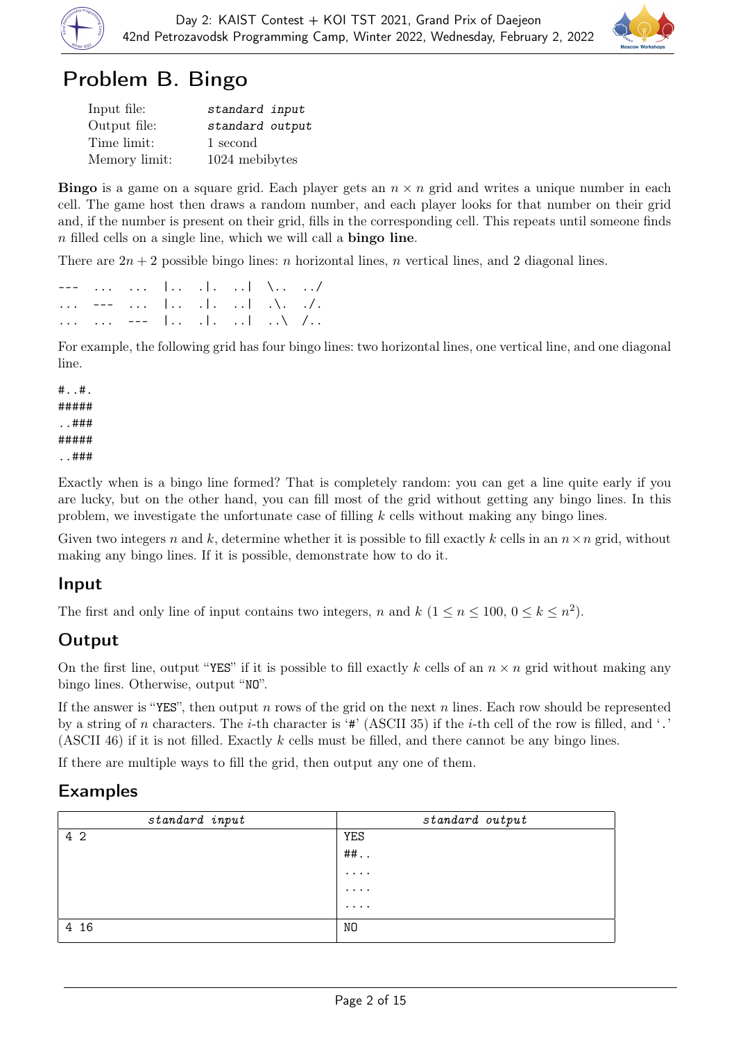# Problem B. Bingo

| | |
|---|---|
| Input file: | *standard input* |
| Output file: | *standard output* |
| Time limit: | 1 second |
| Memory limit: | 1024 mebibytes |

**Bingo** is a game on a square grid. Each player gets an $n \times n$ grid and writes a unique number in each cell. The game host then draws a random number, and each player looks for that number on their grid and, if the number is present on their grid, fills in the corresponding cell. This repeats until someone finds $n$ filled cells on a single line, which we will call a **bingo line**.

There are $2n + 2$ possible bingo lines: $n$ horizontal lines, $n$ vertical lines, and 2 diagonal lines.

```
---  ...  ...  |..  .|.  ..|  \..  ../
...  ---  ...  |..  .|.  ..|  .\.  ./.
...  ...  ---  |..  .|.  ..|  ..\  /..
```

For example, the following grid has four bingo lines: two horizontal lines, one vertical line, and one diagonal line.

```
#..#.
#####
..###
#####
..###
```

Exactly when is a bingo line formed? That is completely random: you can get a line quite early if you are lucky, but on the other hand, you can fill most of the grid without getting any bingo lines. In this problem, we investigate the unfortunate case of filling $k$ cells without making any bingo lines.

Given two integers $n$ and $k$, determine whether it is possible to fill exactly $k$ cells in an $n \times n$ grid, without making any bingo lines. If it is possible, demonstrate how to do it.

## Input

The first and only line of input contains two integers, $n$ and $k$ ($1 \le n \le 100$, $0 \le k \le n^2$).

## Output

On the first line, output "YES" if it is possible to fill exactly $k$ cells of an $n \times n$ grid without making any bingo lines. Otherwise, output "NO".

If the answer is "YES", then output $n$ rows of the grid on the next $n$ lines. Each row should be represented by a string of $n$ characters. The $i$-th character is '#' (ASCII 35) if the $i$-th cell of the row is filled, and '.' (ASCII 46) if the $i$-th cell of the row is not filled. Exactly $k$ cells must be filled, and there cannot be any bingo lines.

If there are multiple ways to fill the grid, then output any one of them.

## Examples

| standard input | standard output |
|---|---|
| 4 2 | YES<br>##..<br>....<br>....<br>.... |
| 4 16 | NO |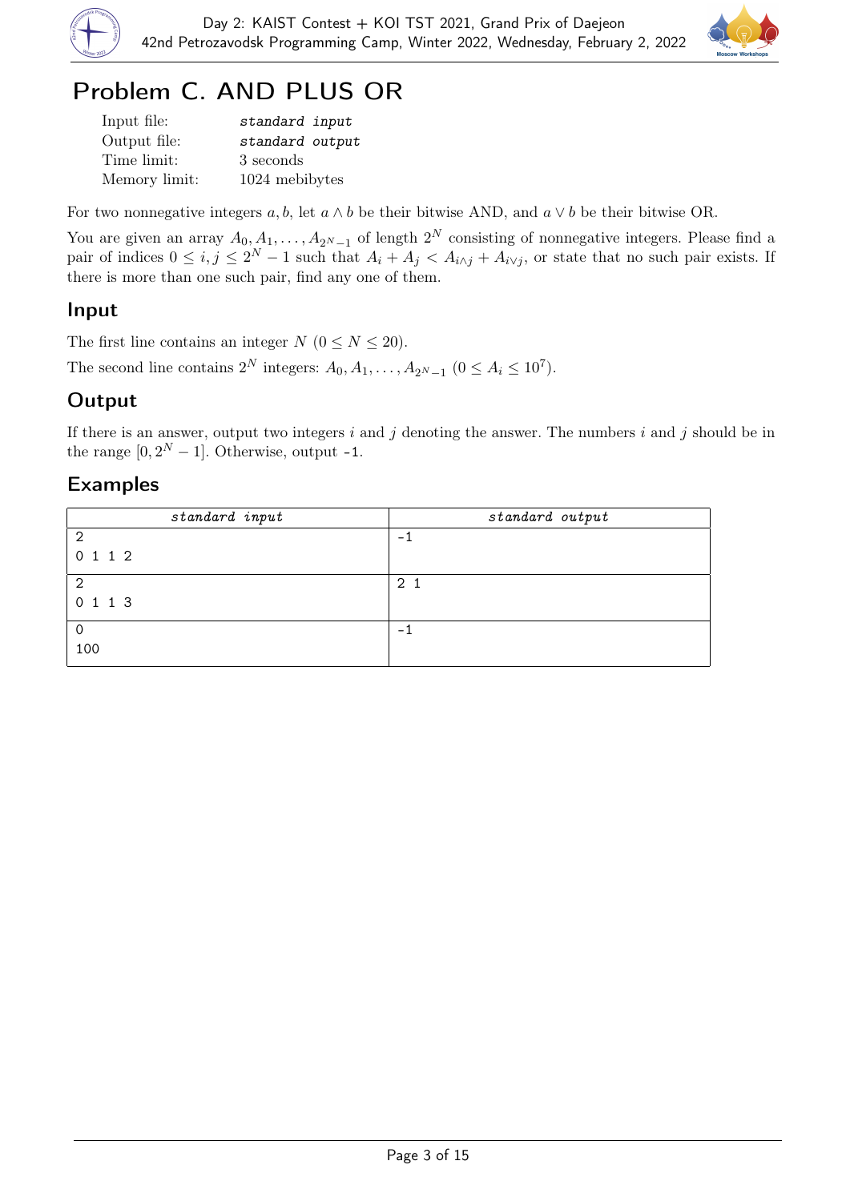# Problem C. AND PLUS OR

| | |
|---|---|
| Input file: | *standard input* |
| Output file: | *standard output* |
| Time limit: | 3 seconds |
| Memory limit: | 1024 mebibytes |

For two nonnegative integers $a, b$, let $a \wedge b$ be their bitwise AND, and $a \vee b$ be their bitwise OR.

You are given an array $A_0, A_1, \ldots, A_{2^N-1}$ of length $2^N$ consisting of nonnegative integers. Please find a pair of indices $0 \le i, j \le 2^N - 1$ such that $A_i + A_j < A_{i \wedge j} + A_{i \vee j}$, or state that no such pair exists. If there is more than one such pair, find any one of them.

## Input

The first line contains an integer $N$ ($0 \le N \le 20$).

The second line contains $2^N$ integers: $A_0, A_1, \ldots, A_{2^N-1}$ ($0 \le A_i \le 10^7$).

## Output

If there is an answer, output two integers $i$ and $j$ denoting the answer. The numbers $i$ and $j$ should be in the range $[0, 2^N - 1]$. Otherwise, output -1.

## Examples

| *standard input* | *standard output* |
|---|---|
| 2<br>0 1 1 2 | -1 |
| 2<br>0 1 1 3 | 2 1 |
| 0<br>100 | -1 |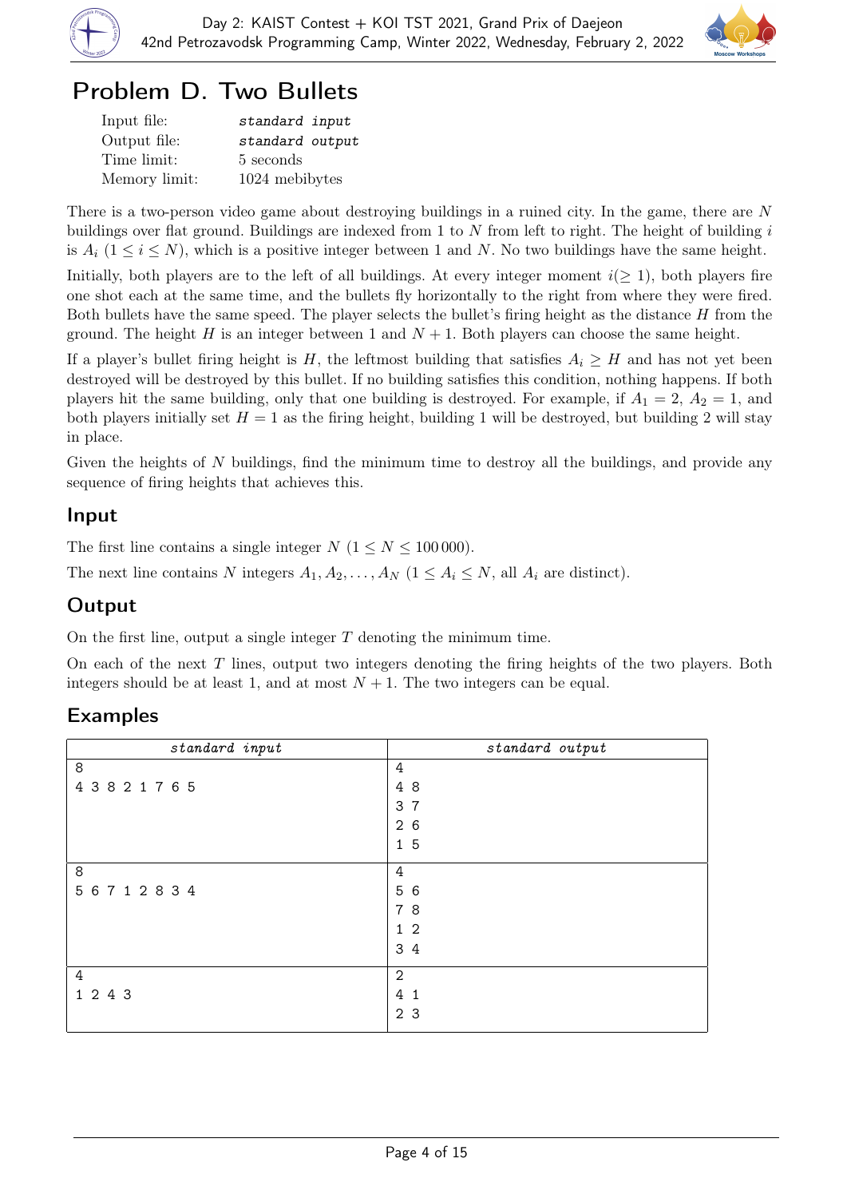# Problem D. Two Bullets

| | |
|---|---|
| Input file: | *standard input* |
| Output file: | *standard output* |
| Time limit: | 5 seconds |
| Memory limit: | 1024 mebibytes |

There is a two-person video game about destroying buildings in a ruined city. In the game, there are $N$ buildings over flat ground. Buildings are indexed from 1 to $N$ from left to right. The height of building $i$ is $A_i$ ($1 \le i \le N$), which is a positive integer between 1 and $N$. No two buildings have the same height.

Initially, both players are to the left of all buildings. At every integer moment $i (\ge 1)$, both players fire one shot each at the same time, and the bullets fly horizontally to the right from where they were fired. Both bullets have the same speed. The player selects the bullet's firing height as the distance $H$ from the ground. The height $H$ is an integer between 1 and $N+1$. Both players can choose the same height.

If a player's bullet firing height is $H$, the leftmost building that satisfies $A_i \ge H$ and has not yet been destroyed will be destroyed by this bullet. If no building satisfies this condition, nothing happens. If both players hit the same building, only that one building is destroyed. For example, if $A_1 = 2$, $A_2 = 1$, and both players initially set $H = 1$ as the firing height, building 1 will be destroyed, but building 2 will stay in place.

Given the heights of $N$ buildings, find the minimum time to destroy all the buildings, and provide any sequence of firing heights that achieves this.

## Input

The first line contains a single integer $N$ ($1 \le N \le 100\,000$).

The next line contains $N$ integers $A_1, A_2, \ldots, A_N$ ($1 \le A_i \le N$, all $A_i$ are distinct).

## Output

On the first line, output a single integer $T$ denoting the minimum time.

On each of the next $T$ lines, output two integers denoting the firing heights of the two players. Both integers should be at least 1, and at most $N+1$. The two integers can be equal.

## Examples

| standard input | standard output |
|---|---|
| 8<br>4 3 8 2 1 7 6 5 | 4<br>4 8<br>3 7<br>2 6<br>1 5 |
| 8<br>5 6 7 1 2 8 3 4 | 4<br>5 6<br>7 8<br>1 2<br>3 4 |
| 4<br>1 2 4 3 | 2<br>4 1<br>2 3 |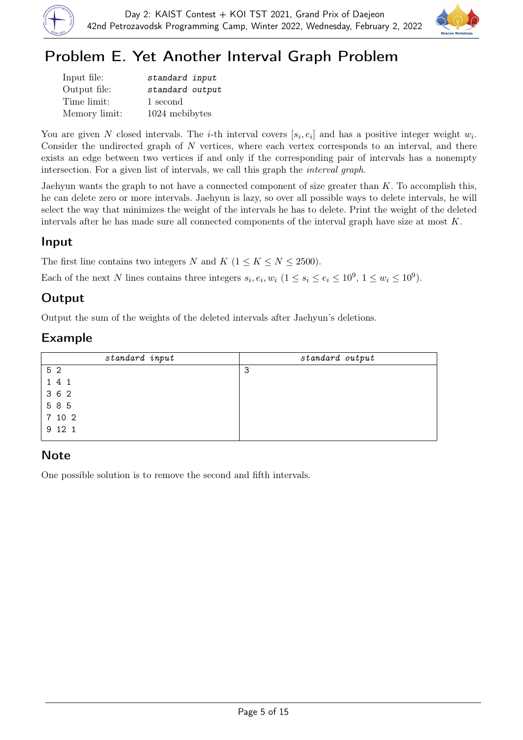# Problem E. Yet Another Interval Graph Problem

| | |
|---|---|
| Input file: | *standard input* |
| Output file: | *standard output* |
| Time limit: | 1 second |
| Memory limit: | 1024 mebibytes |

You are given $N$ closed intervals. The $i$-th interval covers $[s_i, e_i]$ and has a positive integer weight $w_i$. Consider the undirected graph of $N$ vertices, where each vertex corresponds to an interval, and there exists an edge between two vertices if and only if the corresponding pair of intervals has a nonempty intersection. For a given list of intervals, we call this graph the *interval graph*.

Jaehyun wants the graph to not have a connected component of size greater than $K$. To accomplish this, he can delete zero or more intervals. Jaehyun is lazy, so over all possible ways to delete intervals, he will select the way that minimizes the weight of the intervals he has to delete. Print the weight of the deleted intervals after he has made sure all connected components of the interval graph have size at most $K$.

## Input

The first line contains two integers $N$ and $K$ ($1 \le K \le N \le 2500$).

Each of the next $N$ lines contains three integers $s_i, e_i, w_i$ ($1 \le s_i \le e_i \le 10^9$, $1 \le w_i \le 10^9$).

## Output

Output the sum of the weights of the deleted intervals after Jaehyun's deletions.

## Example

| *standard input* | *standard output* |
|---|---|
| 5 2<br>1 4 1<br>3 6 2<br>5 8 5<br>7 10 2<br>9 12 1 | 3 |

## Note

One possible solution is to remove the second and fifth intervals.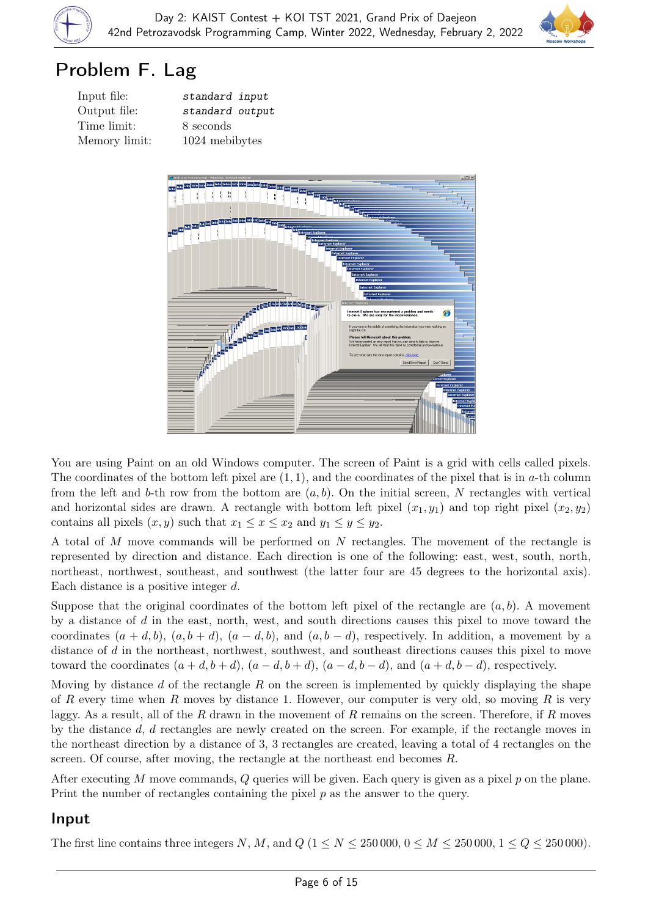# Problem F. Lag

| | |
|---|---|
| Input file: | *standard input* |
| Output file: | *standard output* |
| Time limit: | 8 seconds |
| Memory limit: | 1024 mebibytes |

You are using Paint on an old Windows computer. The screen of Paint is a grid with cells called pixels. The coordinates of the bottom left pixel are $(1, 1)$, and the coordinates of the pixel that is in $a$-th column from the left and $b$-th row from the bottom are $(a, b)$. On the initial screen, $N$ rectangles with vertical and horizontal sides are drawn. A rectangle with bottom left pixel $(x_1, y_1)$ and top right pixel $(x_2, y_2)$ contains all pixels $(x, y)$ such that $x_1 \le x \le x_2$ and $y_1 \le y \le y_2$.

A total of $M$ move commands will be performed on $N$ rectangles. The movement of the rectangle is represented by direction and distance. Each direction is one of the following: east, west, south, north, northeast, northwest, southeast, and southwest (the latter four are 45 degrees to the horizontal axis). Each distance is a positive integer $d$.

Suppose that the original coordinates of the bottom left pixel of the rectangle are $(a, b)$. A movement by a distance of $d$ in the east, north, west, and south directions causes this pixel to move toward the coordinates $(a + d, b)$, $(a, b + d)$, $(a - d, b)$, and $(a, b - d)$, respectively. In addition, a movement by a distance of $d$ in the northeast, northwest, southwest, and southeast directions causes this pixel to move toward the coordinates $(a + d, b + d)$, $(a - d, b + d)$, $(a - d, b - d)$, and $(a + d, b - d)$, respectively.

Moving by distance $d$ of the rectangle $R$ on the screen is implemented by quickly displaying the shape of $R$ every time when $R$ moves by distance 1. However, our computer is very old, so moving $R$ is very laggy. As a result, all of the $R$ drawn in the movement of $R$ remains on the screen. Therefore, if $R$ moves by the distance $d$, $d$ rectangles are newly created on the screen. For example, if the rectangle moves in the northeast direction by a distance of 3, 3 rectangles are created, leaving a total of 4 rectangles on the screen. Of course, after moving, the rectangle at the northeast end becomes $R$.

After executing $M$ move commands, $Q$ queries will be given. Each query is given as a pixel $p$ on the plane. Print the number of rectangles containing the pixel $p$ as the answer to the query.

## Input

The first line contains three integers $N$, $M$, and $Q$ ($1 \le N \le 250\,000$, $0 \le M \le 250\,000$, $1 \le Q \le 250\,000$).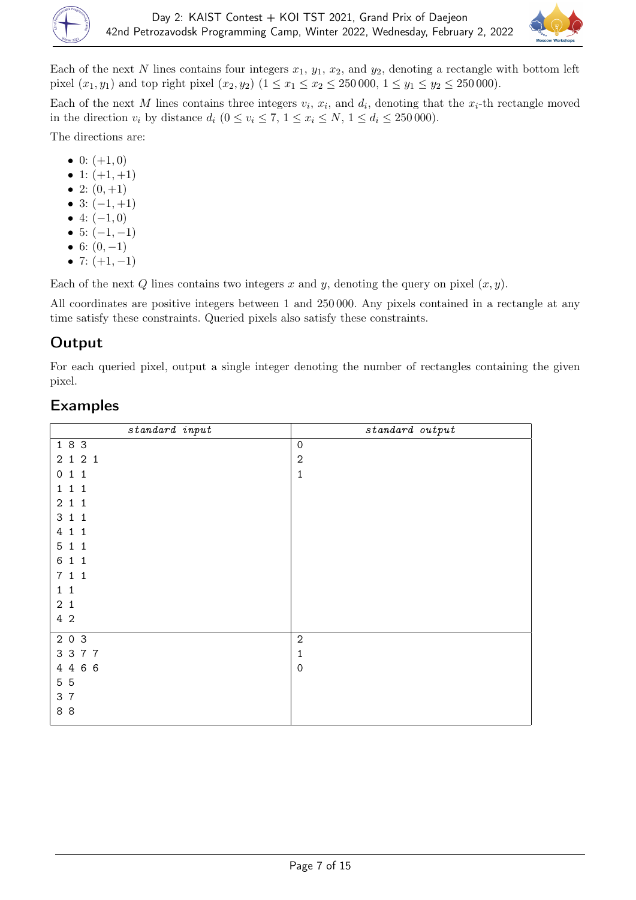Each of the next $N$ lines contains four integers $x_1$, $y_1$, $x_2$, and $y_2$, denoting a rectangle with bottom left pixel $(x_1, y_1)$ and top right pixel $(x_2, y_2)$ $(1 \le x_1 \le x_2 \le 250\,000,\ 1 \le y_1 \le y_2 \le 250\,000)$.

Each of the next $M$ lines contains three integers $v_i$, $x_i$, and $d_i$, denoting that the $x_i$-th rectangle moved in the direction $v_i$ by distance $d_i$ $(0 \le v_i \le 7,\ 1 \le x_i \le N,\ 1 \le d_i \le 250\,000)$.

The directions are:

- 0: $(+1, 0)$
- 1: $(+1, +1)$
- 2: $(0, +1)$
- 3: $(-1, +1)$
- 4: $(-1, 0)$
- 5: $(-1, -1)$
- 6: $(0, -1)$
- 7: $(+1, -1)$

Each of the next $Q$ lines contains two integers $x$ and $y$, denoting the query on pixel $(x, y)$.

All coordinates are positive integers between 1 and 250 000. Any pixels contained in a rectangle at any time satisfy these constraints. Queried pixels also satisfy these constraints.

## Output

For each queried pixel, output a single integer denoting the number of rectangles containing the given pixel.

## Examples

| standard input | standard output |
|---|---|
| 1 8 3<br>2 1 2 1<br>0 1 1<br>1 1 1<br>2 1 1<br>3 1 1<br>4 1 1<br>5 1 1<br>6 1 1<br>7 1 1<br>1 1<br>2 1<br>4 2 | 0<br>2<br>1 |
| 2 0 3<br>3 3 7 7<br>4 4 6 6<br>5 5<br>3 7<br>8 8 | 2<br>1<br>0 |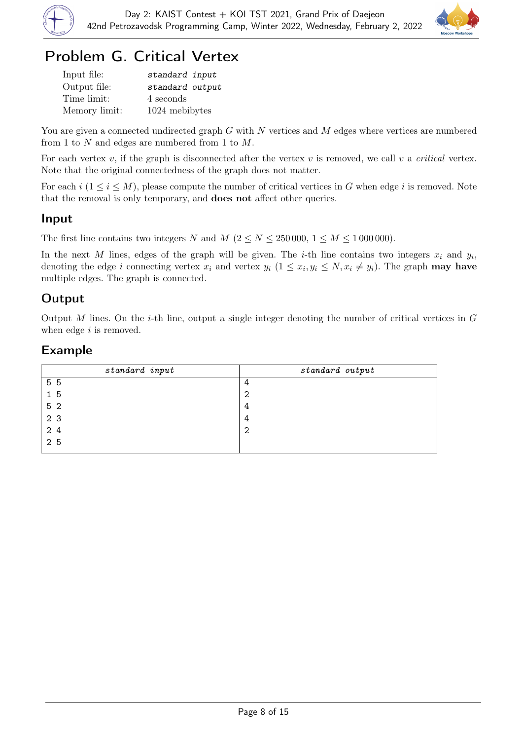# Problem G. Critical Vertex

| | |
|---|---|
| Input file: | *standard input* |
| Output file: | *standard output* |
| Time limit: | 4 seconds |
| Memory limit: | 1024 mebibytes |

You are given a connected undirected graph $G$ with $N$ vertices and $M$ edges where vertices are numbered from 1 to $N$ and edges are numbered from 1 to $M$.

For each vertex $v$, if the graph is disconnected after the vertex $v$ is removed, we call $v$ a *critical* vertex. Note that the original connectedness of the graph does not matter.

For each $i$ ($1 \le i \le M$), please compute the number of critical vertices in $G$ when edge $i$ is removed. Note that the removal is only temporary, and **does not** affect other queries.

## Input

The first line contains two integers $N$ and $M$ ($2 \le N \le 250\,000$, $1 \le M \le 1\,000\,000$).

In the next $M$ lines, edges of the graph will be given. The $i$-th line contains two integers $x_i$ and $y_i$, denoting the edge $i$ connecting vertex $x_i$ and vertex $y_i$ ($1 \le x_i, y_i \le N, x_i \ne y_i$). The graph **may have** multiple edges. The graph is connected.

## Output

Output $M$ lines. On the $i$-th line, output a single integer denoting the number of critical vertices in $G$ when edge $i$ is removed.

## Example

| *standard input* | *standard output* |
|---|---|
| 5 5<br>1 5<br>5 2<br>2 3<br>2 4<br>2 5 | 4<br>2<br>4<br>4<br>2 |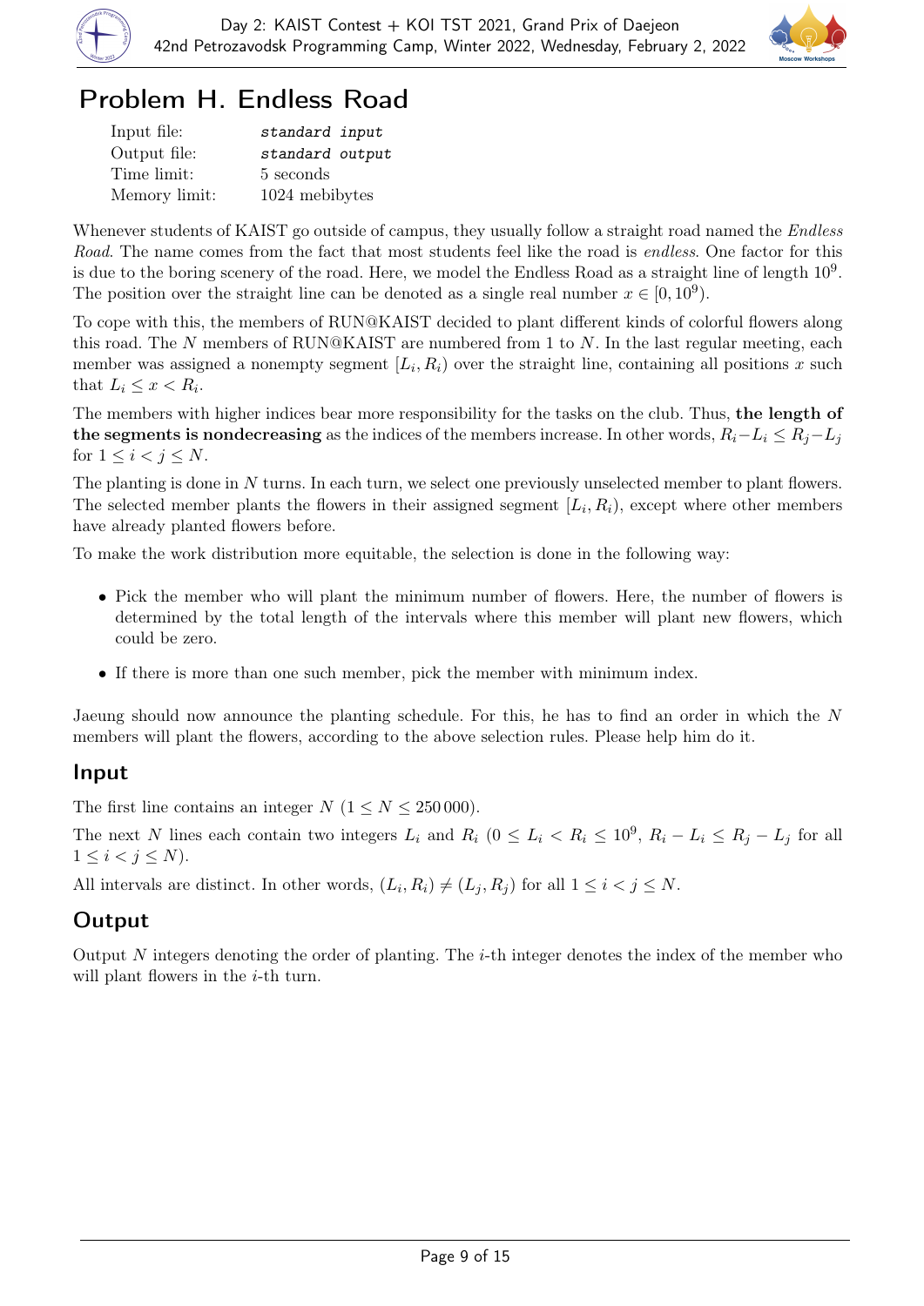# Problem H. Endless Road

| | |
|---|---|
| Input file: | *standard input* |
| Output file: | *standard output* |
| Time limit: | 5 seconds |
| Memory limit: | 1024 mebibytes |

Whenever students of KAIST go outside of campus, they usually follow a straight road named the *Endless Road*. The name comes from the fact that most students feel like the road is *endless*. One factor for this is due to the boring scenery of the road. Here, we model the Endless Road as a straight line of length $10^9$. The position over the straight line can be denoted as a single real number $x \in [0, 10^9)$.

To cope with this, the members of RUN@KAIST decided to plant different kinds of colorful flowers along this road. The $N$ members of RUN@KAIST are numbered from 1 to $N$. In the last regular meeting, each member was assigned a nonempty segment $[L_i, R_i)$ over the straight line, containing all positions $x$ such that $L_i \le x < R_i$.

The members with higher indices bear more responsibility for the tasks on the club. Thus, **the length of the segments is nondecreasing** as the indices of the members increase. In other words, $R_i - L_i \le R_j - L_j$ for $1 \le i < j \le N$.

The planting is done in $N$ turns. In each turn, we select one previously unselected member to plant flowers. The selected member plants the flowers in their assigned segment $[L_i, R_i)$, except where other members have already planted flowers before.

To make the work distribution more equitable, the selection is done in the following way:

- Pick the member who will plant the minimum number of flowers. Here, the number of flowers is determined by the total length of the intervals where this member will plant new flowers, which could be zero.
- If there is more than one such member, pick the member with minimum index.

Jaeung should now announce the planting schedule. For this, he has to find an order in which the $N$ members will plant the flowers, according to the above selection rules. Please help him do it.

## Input

The first line contains an integer $N$ ($1 \le N \le 250\,000$).

The next $N$ lines each contain two integers $L_i$ and $R_i$ ($0 \le L_i < R_i \le 10^9$, $R_i - L_i \le R_j - L_j$ for all $1 \le i < j \le N$).

All intervals are distinct. In other words, $(L_i, R_i) \neq (L_j, R_j)$ for all $1 \le i < j \le N$.

## Output

Output $N$ integers denoting the order of planting. The $i$-th integer denotes the index of the member who will plant flowers in the $i$-th turn.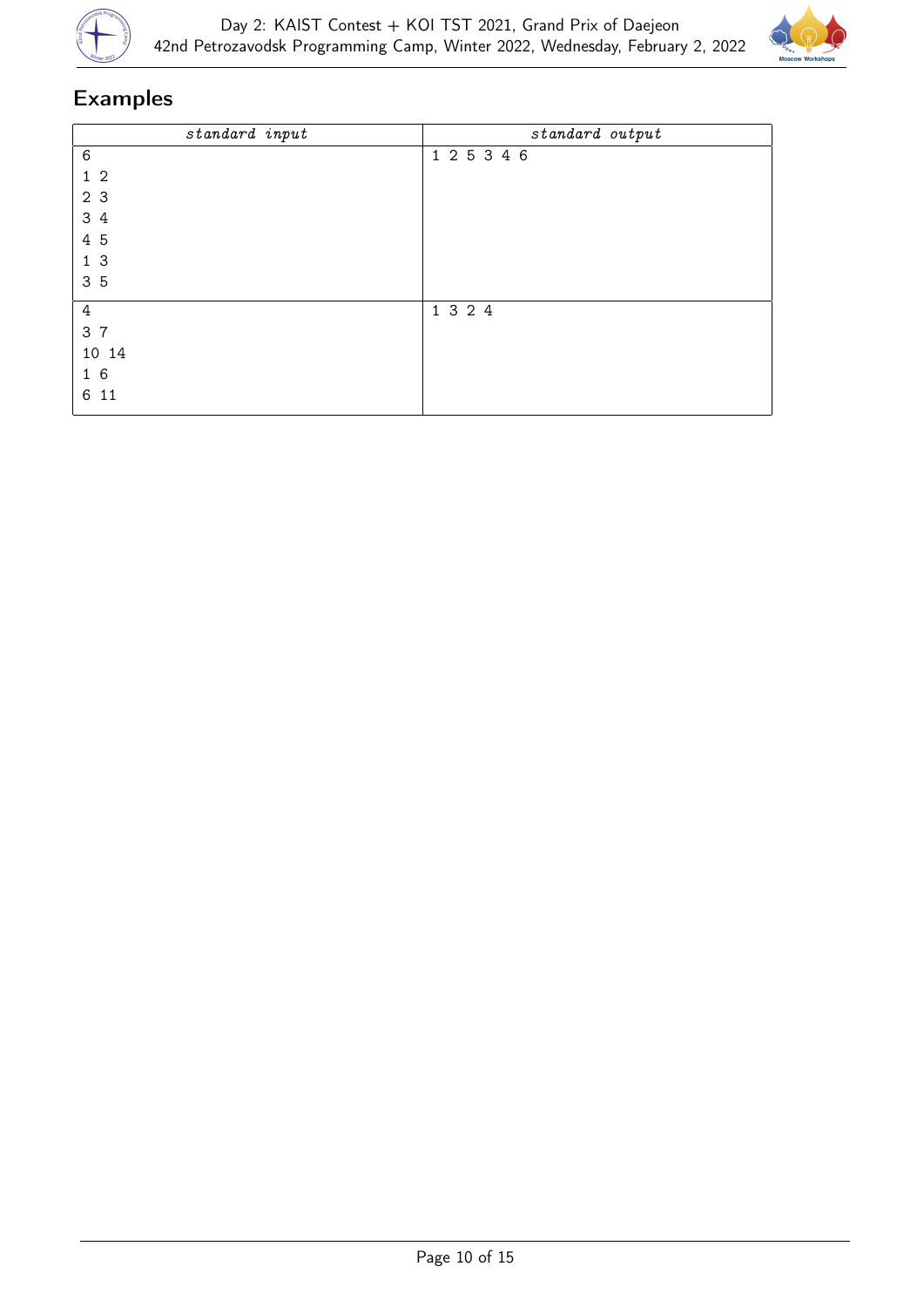## Examples

| standard input | standard output |
|---|---|
| 6<br>1 2<br>2 3<br>3 4<br>4 5<br>1 3<br>3 5 | 1 2 5 3 4 6 |
| 4<br>3 7<br>10 14<br>1 6<br>6 11 | 1 3 2 4 |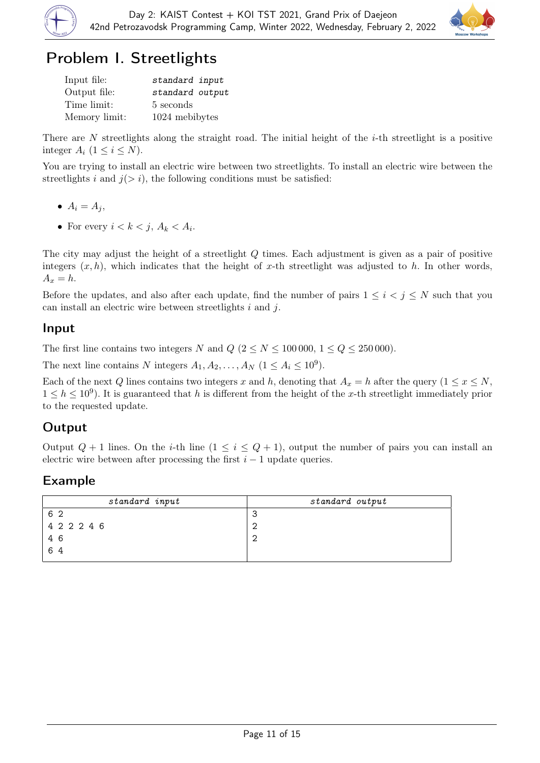# Problem I. Streetlights

| | |
|---|---|
| Input file: | *standard input* |
| Output file: | *standard output* |
| Time limit: | 5 seconds |
| Memory limit: | 1024 mebibytes |

There are $N$ streetlights along the straight road. The initial height of the $i$-th streetlight is a positive integer $A_i$ ($1 \le i \le N$).

You are trying to install an electric wire between two streetlights. To install an electric wire between the streetlights $i$ and $j(> i)$, the following conditions must be satisfied:

- $A_i = A_j$,
- For every $i < k < j$, $A_k < A_i$.

The city may adjust the height of a streetlight $Q$ times. Each adjustment is given as a pair of positive integers $(x, h)$, which indicates that the height of $x$-th streetlight was adjusted to $h$. In other words, $A_x = h$.

Before the updates, and also after each update, find the number of pairs $1 \le i < j \le N$ such that you can install an electric wire between streetlights $i$ and $j$.

## Input

The first line contains two integers $N$ and $Q$ ($2 \le N \le 100\,000$, $1 \le Q \le 250\,000$).

The next line contains $N$ integers $A_1, A_2, \ldots, A_N$ ($1 \le A_i \le 10^9$).

Each of the next $Q$ lines contains two integers $x$ and $h$, denoting that $A_x = h$ after the query ($1 \le x \le N$, $1 \le h \le 10^9$). It is guaranteed that $h$ is different from the height of the $x$-th streetlight immediately prior to the requested update.

## Output

Output $Q + 1$ lines. On the $i$-th line ($1 \le i \le Q + 1$), output the number of pairs you can install an electric wire between after processing the first $i - 1$ update queries.

## Example

| standard input | standard output |
|---|---|
| 6 2<br>4 2 2 2 4 6<br>4 6<br>6 4 | 3<br>2<br>2 |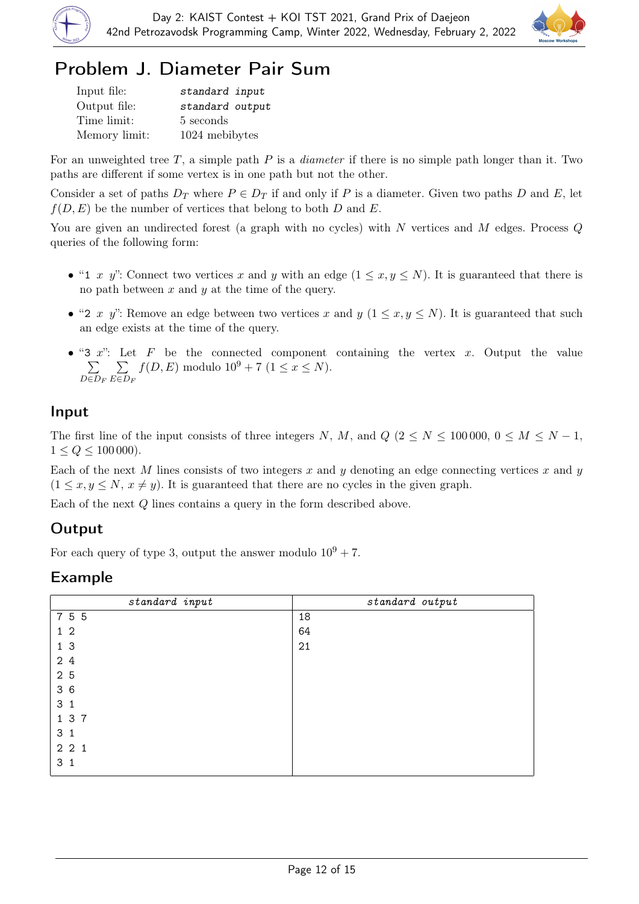# Problem J. Diameter Pair Sum

| | |
|---|---|
| Input file: | *standard input* |
| Output file: | *standard output* |
| Time limit: | 5 seconds |
| Memory limit: | 1024 mebibytes |

For an unweighted tree $T$, a simple path $P$ is a *diameter* if there is no simple path longer than it. Two paths are different if some vertex is in one path but not the other.

Consider a set of paths $D_T$ where $P \in D_T$ if and only if $P$ is a diameter. Given two paths $D$ and $E$, let $f(D, E)$ be the number of vertices that belong to both $D$ and $E$.

You are given an undirected forest (a graph with no cycles) with $N$ vertices and $M$ edges. Process $Q$ queries of the following form:

- "1 $x$ $y$": Connect two vertices $x$ and $y$ with an edge ($1 \le x, y \le N$). It is guaranteed that there is no path between $x$ and $y$ at the time of the query.
- "2 $x$ $y$": Remove an edge between two vertices $x$ and $y$ ($1 \le x, y \le N$). It is guaranteed that such an edge exists at the time of the query.
- "3 $x$": Let $F$ be the connected component containing the vertex $x$. Output the value $\sum_{D \in D_F} \sum_{E \in D_F} f(D, E)$ modulo $10^9 + 7$ ($1 \le x \le N$).

## Input

The first line of the input consists of three integers $N$, $M$, and $Q$ ($2 \le N \le 100\,000$, $0 \le M \le N - 1$, $1 \le Q \le 100\,000$).

Each of the next $M$ lines consists of two integers $x$ and $y$ denoting an edge connecting vertices $x$ and $y$ ($1 \le x, y \le N$, $x \ne y$). It is guaranteed that there are no cycles in the given graph.

Each of the next $Q$ lines contains a query in the form described above.

## Output

For each query of type 3, output the answer modulo $10^9 + 7$.

## Example

| standard input | standard output |
|---|---|
| 7 5 5<br>1 2<br>1 3<br>2 4<br>2 5<br>3 6<br>3 1<br>1 3 7<br>3 1<br>2 2 1<br>3 1 | 18<br>64<br>21 |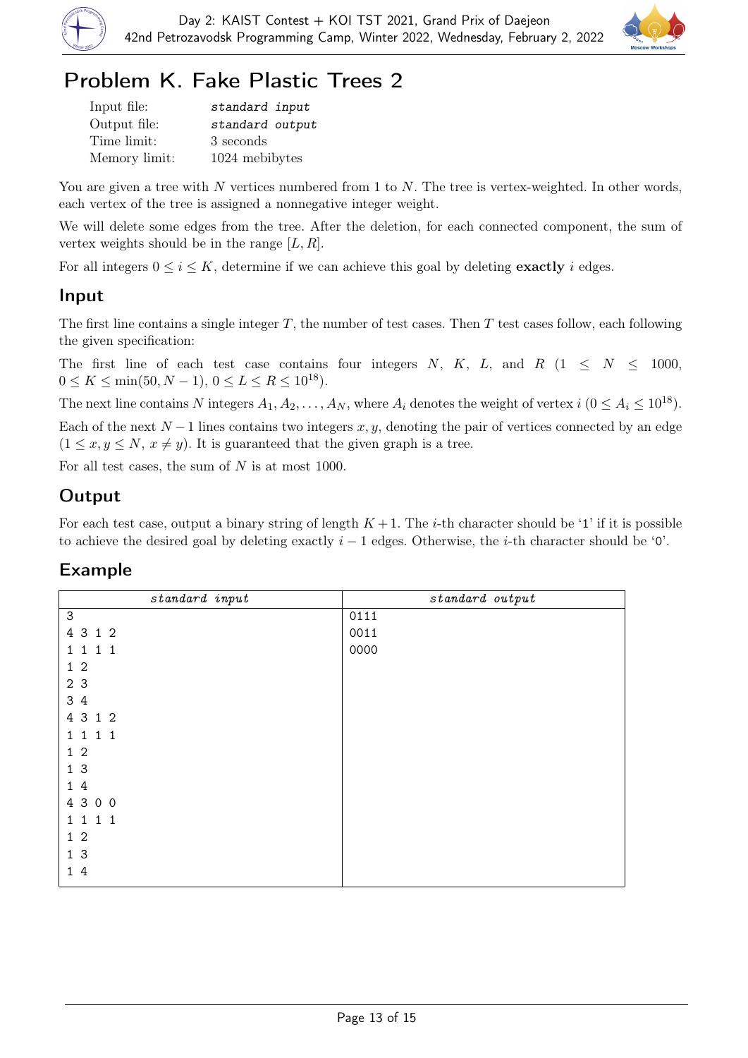# Problem K. Fake Plastic Trees 2

| | |
|---|---|
| Input file: | *standard input* |
| Output file: | *standard output* |
| Time limit: | 3 seconds |
| Memory limit: | 1024 mebibytes |

You are given a tree with $N$ vertices numbered from 1 to $N$. The tree is vertex-weighted. In other words, each vertex of the tree is assigned a nonnegative integer weight.

We will delete some edges from the tree. After the deletion, for each connected component, the sum of vertex weights should be in the range $[L, R]$.

For all integers $0 \le i \le K$, determine if we can achieve this goal by deleting **exactly** $i$ edges.

## Input

The first line contains a single integer $T$, the number of test cases. Then $T$ test cases follow, each following the given specification:

The first line of each test case contains four integers $N$, $K$, $L$, and $R$ ($1 \le N \le 1000$, $0 \le K \le \min(50, N-1)$, $0 \le L \le R \le 10^{18}$).

The next line contains $N$ integers $A_1, A_2, \ldots, A_N$, where $A_i$ denotes the weight of vertex $i$ ($0 \le A_i \le 10^{18}$).

Each of the next $N-1$ lines contains two integers $x, y$, denoting the pair of vertices connected by an edge ($1 \le x, y \le N$, $x \ne y$). It is guaranteed that the given graph is a tree.

For all test cases, the sum of $N$ is at most 1000.

## Output

For each test case, output a binary string of length $K+1$. The $i$-th character should be '1' if it is possible to achieve the desired goal by deleting exactly $i-1$ edges. Otherwise, the $i$-th character should be '0'.

## Example

| *standard input* | *standard output* |
|---|---|
| 3<br>4 3 1 2<br>1 1 1 1<br>1 2<br>2 3<br>3 4<br>4 3 1 2<br>1 1 1 1<br>1 2<br>1 3<br>1 4<br>4 3 0 0<br>1 1 1 1<br>1 2<br>1 3<br>1 4 | 0111<br>0011<br>0000 |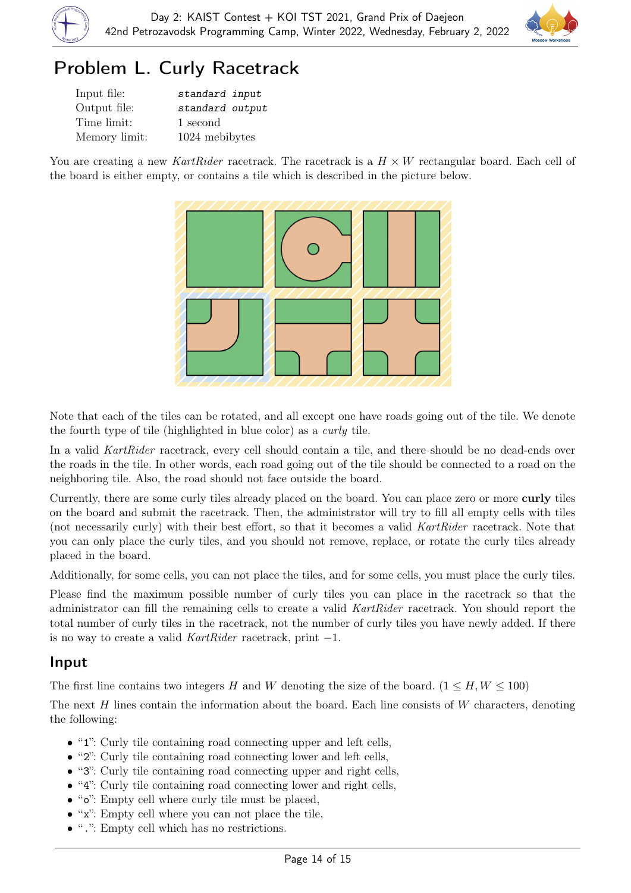# Problem L. Curly Racetrack

| | |
|---|---|
| Input file: | *standard input* |
| Output file: | *standard output* |
| Time limit: | 1 second |
| Memory limit: | 1024 mebibytes |

You are creating a new *KartRider* racetrack. The racetrack is a $H \times W$ rectangular board. Each cell of the board is either empty, or contains a tile which is described in the picture below.

Note that each of the tiles can be rotated, and all except one have roads going out of the tile. We denote the fourth type of tile (highlighted in blue color) as a *curly* tile.

In a valid *KartRider* racetrack, every cell should contain a tile, and there should be no dead-ends over the roads in the tile. In other words, each road going out of the tile should be connected to a road on the neighboring tile. Also, the road should not face outside the board.

Currently, there are some curly tiles already placed on the board. You can place zero or more **curly** tiles on the board and submit the racetrack. Then, the administrator will try to fill all empty cells with tiles (not necessarily curly) with their best effort, so that it becomes a valid *KartRider* racetrack. Note that you can only place the curly tiles, and you should not remove, replace, or rotate the curly tiles already placed in the board.

Additionally, for some cells, you can not place the tiles, and for some cells, you must place the curly tiles.

Please find the maximum possible number of curly tiles you can place in the racetrack so that the administrator can fill the remaining cells to create a valid *KartRider* racetrack. You should report the total number of curly tiles in the racetrack, not the number of curly tiles you have newly added. If there is no way to create a valid *KartRider* racetrack, print $-1$.

## Input

The first line contains two integers $H$ and $W$ denoting the size of the board. ($1 \leq H, W \leq 100$)

The next $H$ lines contain the information about the board. Each line consists of $W$ characters, denoting the following:

- "1": Curly tile containing road connecting upper and left cells,
- "2": Curly tile containing road connecting lower and left cells,
- "3": Curly tile containing road connecting upper and right cells,
- "4": Curly tile containing road connecting lower and right cells,
- "o": Empty cell where curly tile must be placed,
- "x": Empty cell where you can not place the tile,
- ".": Empty cell which has no restrictions.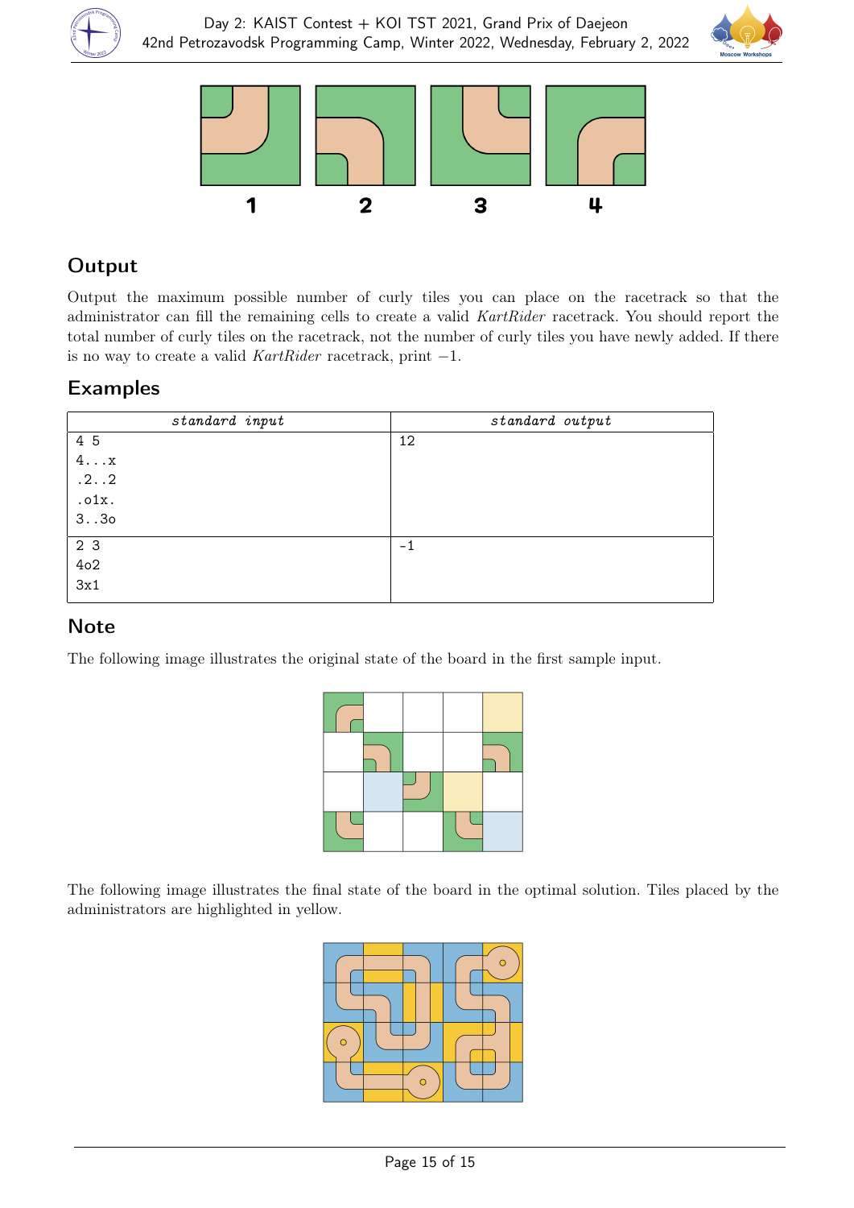1 2 3 4

## Output

Output the maximum possible number of curly tiles you can place on the racetrack so that the administrator can fill the remaining cells to create a valid *KartRider* racetrack. You should report the total number of curly tiles on the racetrack, not the number of curly tiles you have newly added. If there is no way to create a valid *KartRider* racetrack, print −1.

## Examples

| standard input | standard output |
|---|---|
| 4 5<br>4...x<br>.2..2<br>.o1x.<br>3..3o | 12 |
| 2 3<br>4o2<br>3x1 | -1 |

## Note

The following image illustrates the original state of the board in the first sample input.

The following image illustrates the final state of the board in the optimal solution. Tiles placed by the administrators are highlighted in yellow.